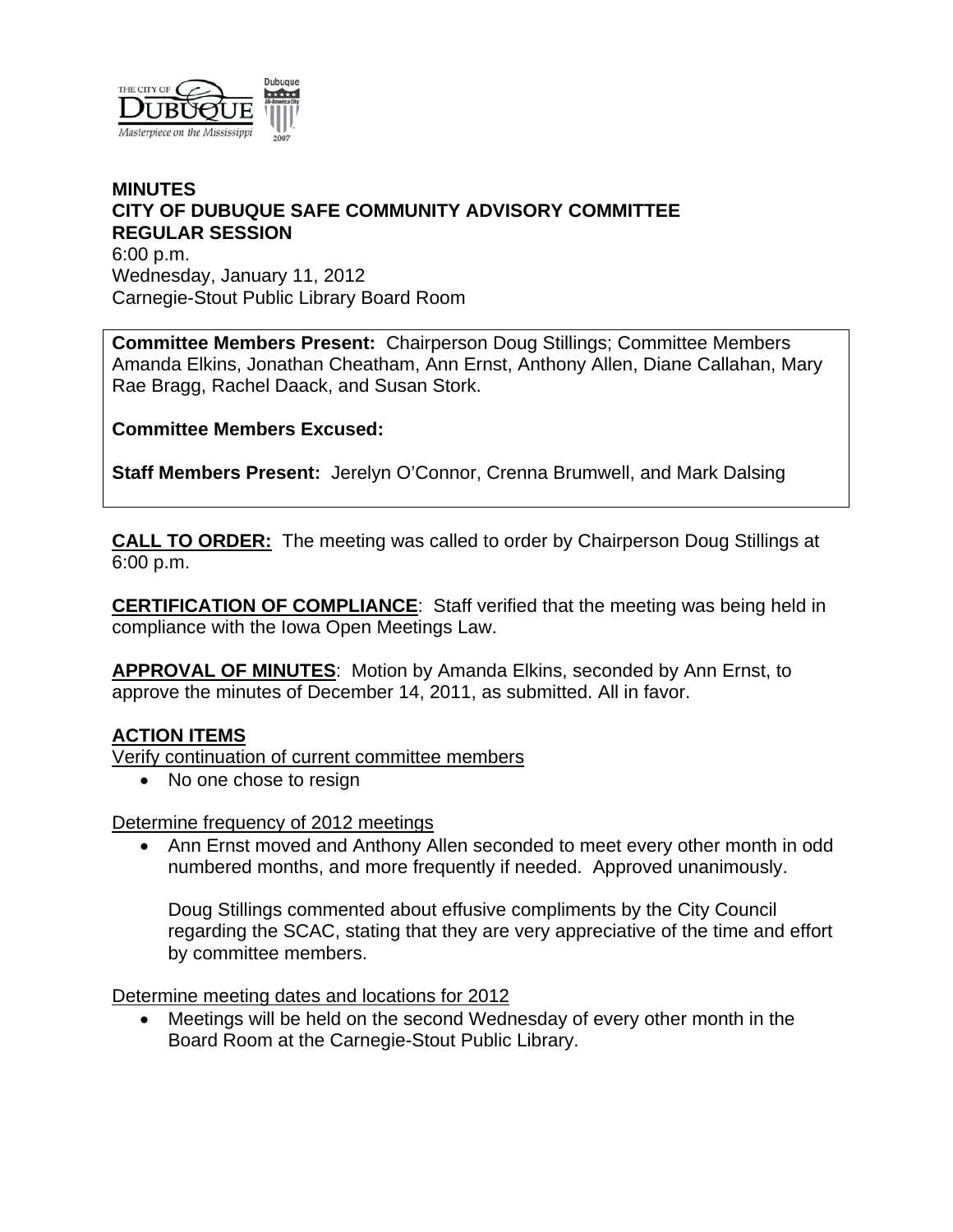# MINUTES
## CITY OF DUBUQUE SAFE COMMUNITY ADVISORY COMMITTEE
## REGULAR SESSION

6:00 p.m.
Wednesday, January 11, 2012
Carnegie-Stout Public Library Board Room

**Committee Members Present:** Chairperson Doug Stillings; Committee Members Amanda Elkins, Jonathan Cheatham, Ann Ernst, Anthony Allen, Diane Callahan, Mary Rae Bragg, Rachel Daack, and Susan Stork.

**Committee Members Excused:**

**Staff Members Present:** Jerelyn O'Connor, Crenna Brumwell, and Mark Dalsing

**CALL TO ORDER:** The meeting was called to order by Chairperson Doug Stillings at 6:00 p.m.

**CERTIFICATION OF COMPLIANCE**: Staff verified that the meeting was being held in compliance with the Iowa Open Meetings Law.

**APPROVAL OF MINUTES**: Motion by Amanda Elkins, seconded by Ann Ernst, to approve the minutes of December 14, 2011, as submitted. All in favor.

**ACTION ITEMS**

Verify continuation of current committee members

- No one chose to resign

Determine frequency of 2012 meetings

- Ann Ernst moved and Anthony Allen seconded to meet every other month in odd numbered months, and more frequently if needed. Approved unanimously.

  Doug Stillings commented about effusive compliments by the City Council regarding the SCAC, stating that they are very appreciative of the time and effort by committee members.

Determine meeting dates and locations for 2012

- Meetings will be held on the second Wednesday of every other month in the Board Room at the Carnegie-Stout Public Library.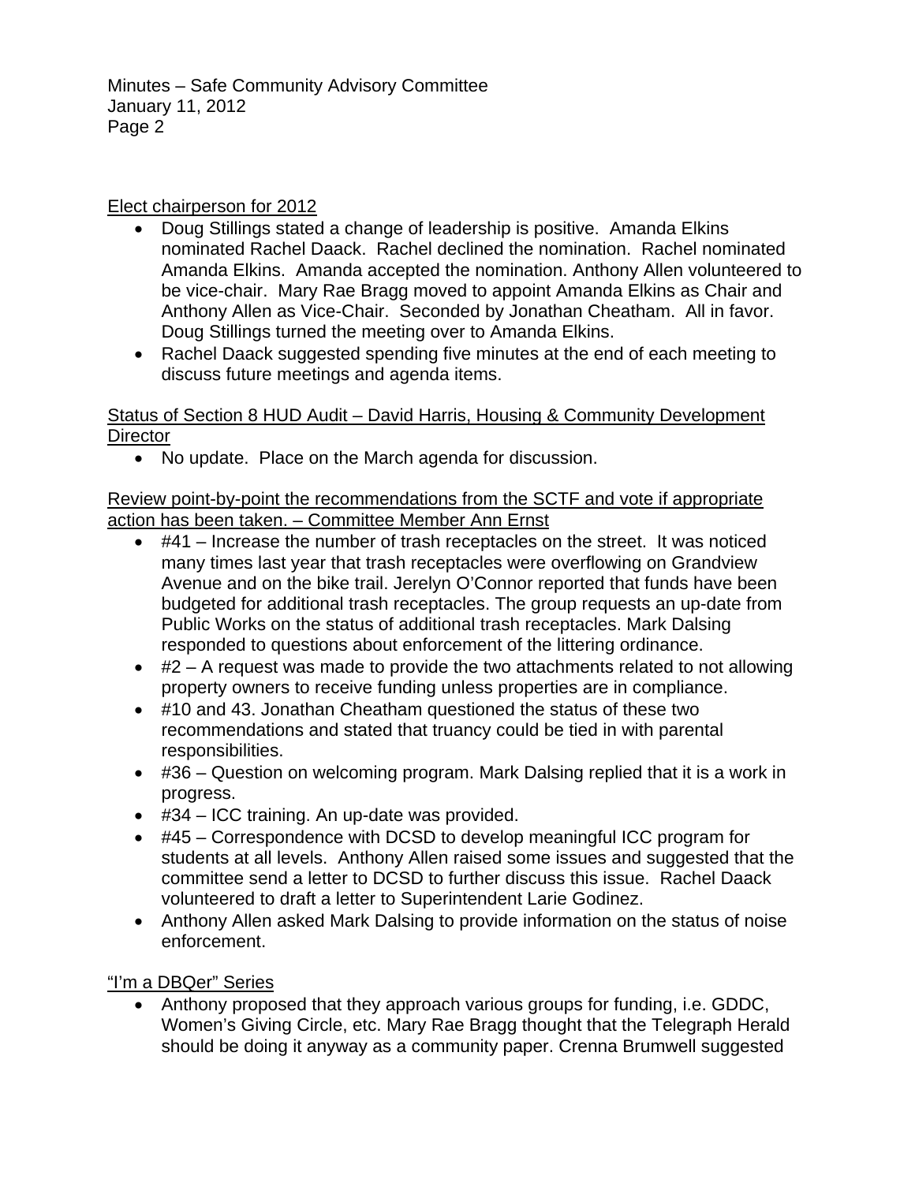Elect chairperson for 2012

- Doug Stillings stated a change of leadership is positive. Amanda Elkins nominated Rachel Daack. Rachel declined the nomination. Rachel nominated Amanda Elkins. Amanda accepted the nomination. Anthony Allen volunteered to be vice-chair. Mary Rae Bragg moved to appoint Amanda Elkins as Chair and Anthony Allen as Vice-Chair. Seconded by Jonathan Cheatham. All in favor. Doug Stillings turned the meeting over to Amanda Elkins.
- Rachel Daack suggested spending five minutes at the end of each meeting to discuss future meetings and agenda items.

Status of Section 8 HUD Audit – David Harris, Housing & Community Development Director

- No update. Place on the March agenda for discussion.

Review point-by-point the recommendations from the SCTF and vote if appropriate action has been taken. – Committee Member Ann Ernst

- #41 – Increase the number of trash receptacles on the street. It was noticed many times last year that trash receptacles were overflowing on Grandview Avenue and on the bike trail. Jerelyn O'Connor reported that funds have been budgeted for additional trash receptacles. The group requests an up-date from Public Works on the status of additional trash receptacles. Mark Dalsing responded to questions about enforcement of the littering ordinance.
- #2 – A request was made to provide the two attachments related to not allowing property owners to receive funding unless properties are in compliance.
- #10 and 43. Jonathan Cheatham questioned the status of these two recommendations and stated that truancy could be tied in with parental responsibilities.
- #36 – Question on welcoming program. Mark Dalsing replied that it is a work in progress.
- #34 – ICC training. An up-date was provided.
- #45 – Correspondence with DCSD to develop meaningful ICC program for students at all levels. Anthony Allen raised some issues and suggested that the committee send a letter to DCSD to further discuss this issue. Rachel Daack volunteered to draft a letter to Superintendent Larie Godinez.
- Anthony Allen asked Mark Dalsing to provide information on the status of noise enforcement.

"I'm a DBQer" Series

- Anthony proposed that they approach various groups for funding, i.e. GDDC, Women's Giving Circle, etc. Mary Rae Bragg thought that the Telegraph Herald should be doing it anyway as a community paper. Crenna Brumwell suggested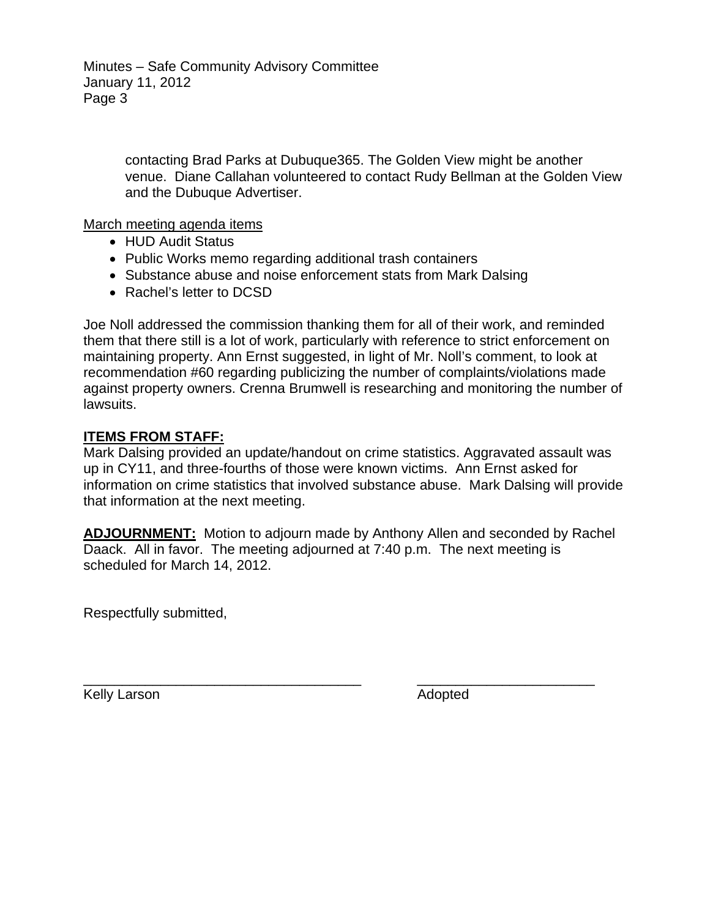contacting Brad Parks at Dubuque365. The Golden View might be another venue. Diane Callahan volunteered to contact Rudy Bellman at the Golden View and the Dubuque Advertiser.

March meeting agenda items

- HUD Audit Status
- Public Works memo regarding additional trash containers
- Substance abuse and noise enforcement stats from Mark Dalsing
- Rachel's letter to DCSD

Joe Noll addressed the commission thanking them for all of their work, and reminded them that there still is a lot of work, particularly with reference to strict enforcement on maintaining property. Ann Ernst suggested, in light of Mr. Noll's comment, to look at recommendation #60 regarding publicizing the number of complaints/violations made against property owners. Crenna Brumwell is researching and monitoring the number of lawsuits.

**ITEMS FROM STAFF:**

Mark Dalsing provided an update/handout on crime statistics. Aggravated assault was up in CY11, and three-fourths of those were known victims. Ann Ernst asked for information on crime statistics that involved substance abuse. Mark Dalsing will provide that information at the next meeting.

**ADJOURNMENT:** Motion to adjourn made by Anthony Allen and seconded by Rachel Daack. All in favor. The meeting adjourned at 7:40 p.m. The next meeting is scheduled for March 14, 2012.

Respectfully submitted,

_____________________________________ _______________________

Kelly Larson Adopted